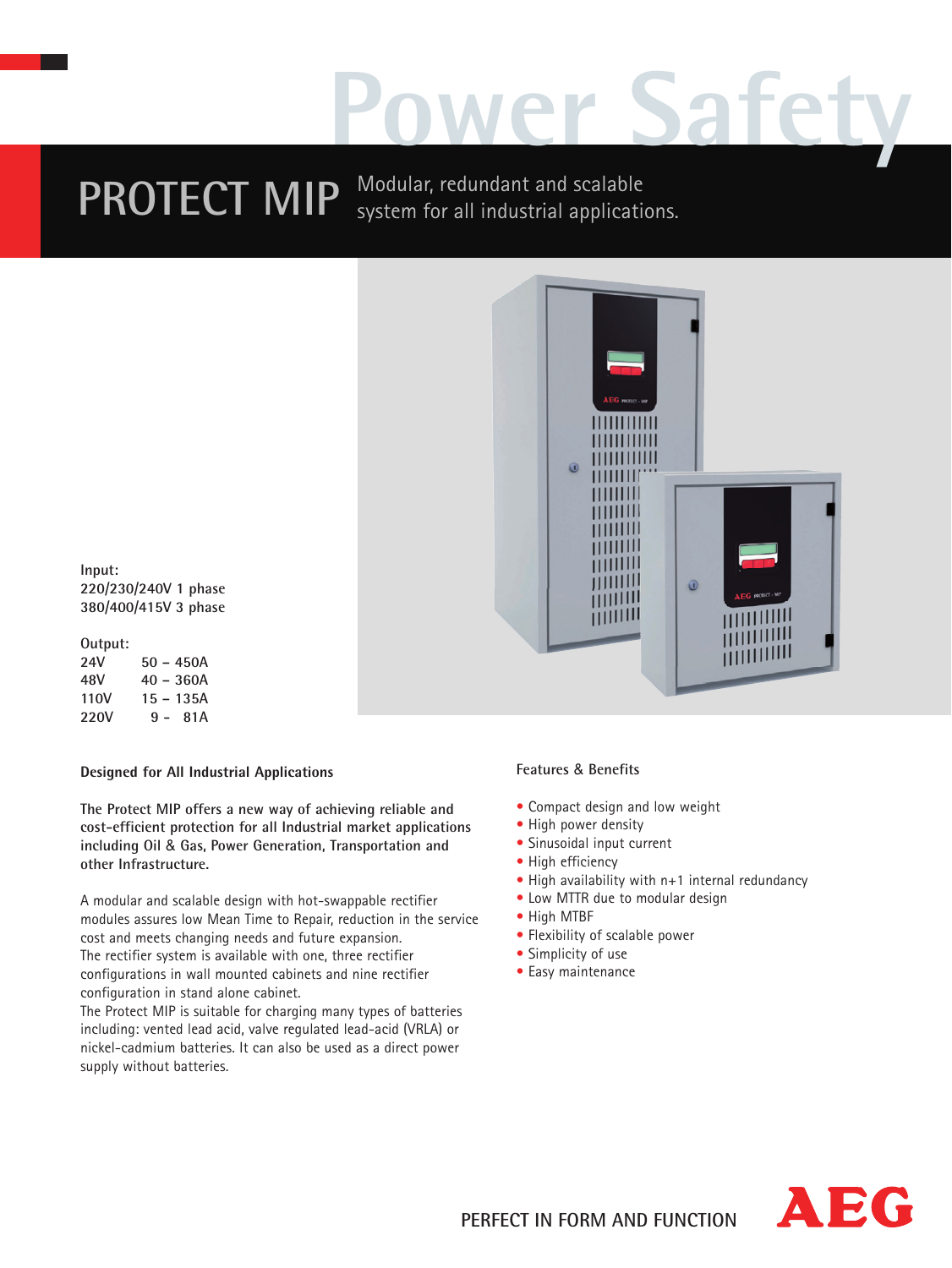# Power Safety

# PROTECT MIP

Modular, redundant and scalable system for all industrial applications.

**Input:**
**220/230/240V 1 phase**
**380/400/415V 3 phase**

**Output:**

| | |
|---|---|
| **24V** | **50 – 450A** |
| **48V** | **40 – 360A** |
| **110V** | **15 – 135A** |
| **220V** | **9 - 81A** |

## Designed for All Industrial Applications

**The Protect MIP offers a new way of achieving reliable and cost-efficient protection for all Industrial market applications including Oil & Gas, Power Generation, Transportation and other Infrastructure.**

A modular and scalable design with hot-swappable rectifier modules assures low Mean Time to Repair, reduction in the service cost and meets changing needs and future expansion.
The rectifier system is available with one, three rectifier configurations in wall mounted cabinets and nine rectifier configuration in stand alone cabinet.
The Protect MIP is suitable for charging many types of batteries including: vented lead acid, valve regulated lead-acid (VRLA) or nickel-cadmium batteries. It can also be used as a direct power supply without batteries.

## Features & Benefits

- Compact design and low weight
- High power density
- Sinusoidal input current
- High efficiency
- High availability with n+1 internal redundancy
- Low MTTR due to modular design
- High MTBF
- Flexibility of scalable power
- Simplicity of use
- Easy maintenance

PERFECT IN FORM AND FUNCTION

AEG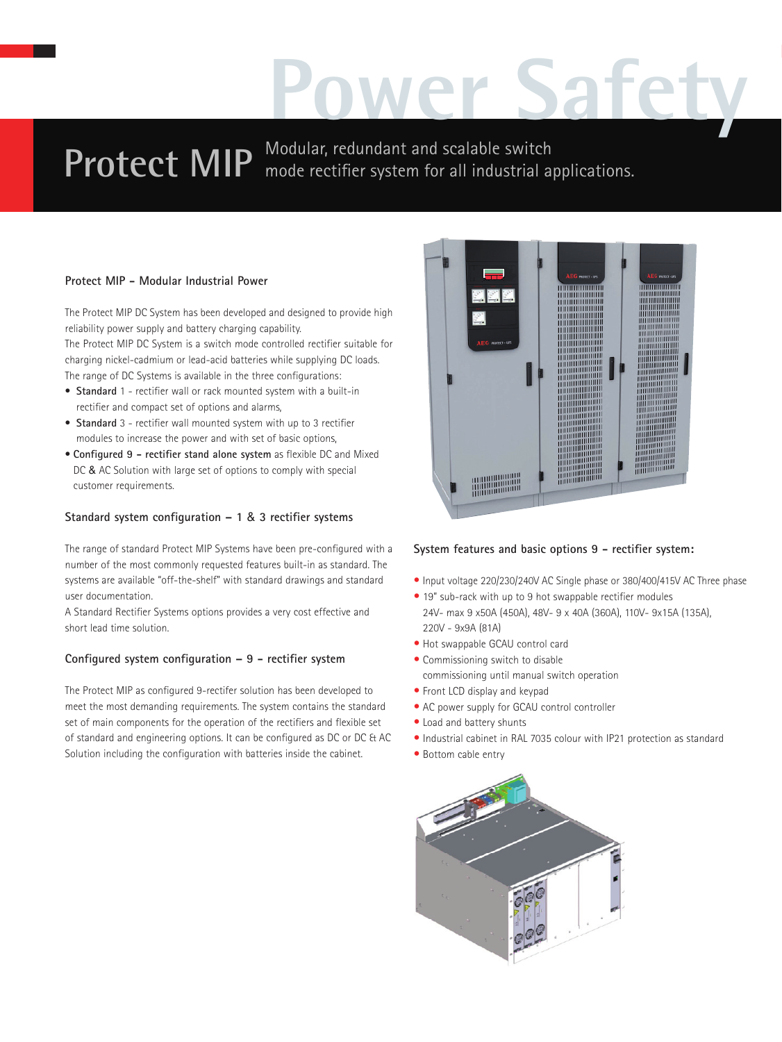# Power Safety

## Protect MIP

Modular, redundant and scalable switch mode rectifier system for all industrial applications.

### Protect MIP – Modular Industrial Power

The Protect MIP DC System has been developed and designed to provide high reliability power supply and battery charging capability.
The Protect MIP DC System is a switch mode controlled rectifier suitable for charging nickel-cadmium or lead-acid batteries while supplying DC loads.
The range of DC Systems is available in the three configurations:

- **Standard** 1 - rectifier wall or rack mounted system with a built-in rectifier and compact set of options and alarms,
- **Standard** 3 - rectifier wall mounted system with up to 3 rectifier modules to increase the power and with set of basic options,
- **Configured 9 – rectifier stand alone system** as flexible DC and Mixed DC & AC Solution with large set of options to comply with special customer requirements.

### Standard system configuration – 1 & 3 rectifier systems

The range of standard Protect MIP Systems have been pre-configured with a number of the most commonly requested features built-in as standard. The systems are available "off-the-shelf" with standard drawings and standard user documentation.
A Standard Rectifier Systems options provides a very cost effective and short lead time solution.

### Configured system configuration – 9 – rectifier system

The Protect MIP as configured 9-rectifer solution has been developed to meet the most demanding requirements. The system contains the standard set of main components for the operation of the rectifiers and flexible set of standard and engineering options. It can be configured as DC or DC & AC Solution including the configuration with batteries inside the cabinet.

### System features and basic options 9 – rectifier system:

- Input voltage 220/230/240V AC Single phase or 380/400/415V AC Three phase
- 19" sub-rack with up to 9 hot swappable rectifier modules 24V- max 9 x50A (450A), 48V- 9 x 40A (360A), 110V- 9x15A (135A), 220V - 9x9A (81A)
- Hot swappable GCAU control card
- Commissioning switch to disable commissioning until manual switch operation
- Front LCD display and keypad
- AC power supply for GCAU control controller
- Load and battery shunts
- Industrial cabinet in RAL 7035 colour with IP21 protection as standard
- Bottom cable entry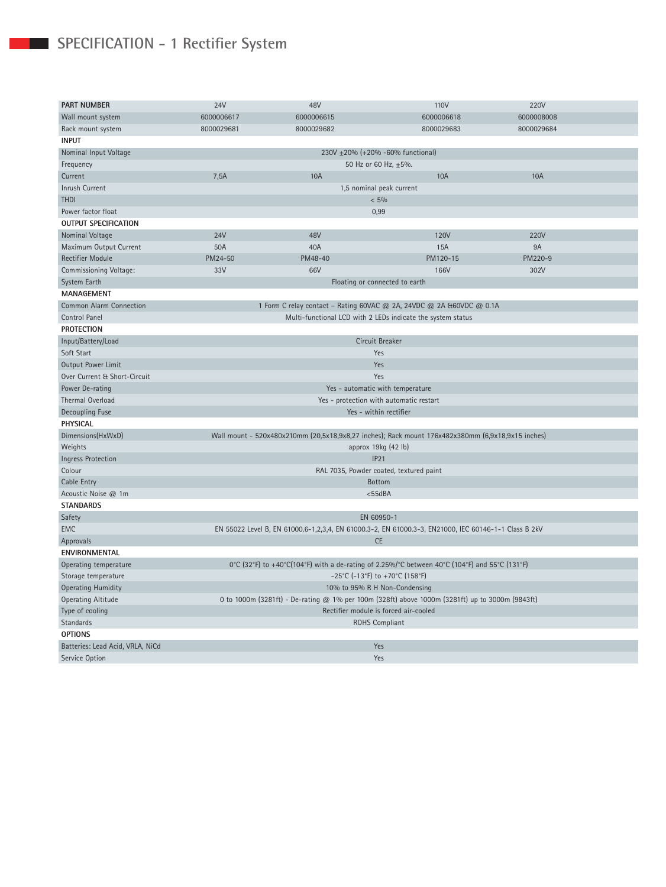## SPECIFICATION - 1 Rectifier System

| PART NUMBER | 24V | 48V | 110V | 220V |
|---|---|---|---|---|
| Wall mount system | 6000006617 | 6000006615 | 6000006618 | 6000008008 |
| Rack mount system | 8000029681 | 8000029682 | 8000029683 | 8000029684 |
| **INPUT** | | | | |
| Nominal Input Voltage | 230V ±20% (+20% -60% functional) | | | |
| Frequency | 50 Hz or 60 Hz, ±5%. | | | |
| Current | 7,5A | 10A | 10A | 10A |
| Inrush Current | 1,5 nominal peak current | | | |
| THDI | < 5% | | | |
| Power factor float | 0,99 | | | |
| **OUTPUT SPECIFICATION** | | | | |
| Nominal Voltage | 24V | 48V | 120V | 220V |
| Maximum Output Current | 50A | 40A | 15A | 9A |
| Rectifier Module | PM24-50 | PM48-40 | PM120-15 | PM220-9 |
| Commissioning Voltage: | 33V | 66V | 166V | 302V |
| System Earth | Floating or connected to earth | | | |
| **MANAGEMENT** | | | | |
| Common Alarm Connection | 1 Form C relay contact – Rating 60VAC @ 2A, 24VDC @ 2A &60VDC @ 0.1A | | | |
| Control Panel | Multi-functional LCD with 2 LEDs indicate the system status | | | |
| **PROTECTION** | | | | |
| Input/Battery/Load | Circuit Breaker | | | |
| Soft Start | Yes | | | |
| Output Power Limit | Yes | | | |
| Over Current & Short-Circuit | Yes | | | |
| Power De-rating | Yes - automatic with temperature | | | |
| Thermal Overload | Yes - protection with automatic restart | | | |
| Decoupling Fuse | Yes - within rectifier | | | |
| **PHYSICAL** | | | | |
| Dimensions(HxWxD) | Wall mount - 520x480x210mm (20,5x18,9x8,27 inches); Rack mount 176x482x380mm (6,9x18,9x15 inches) | | | |
| Weights | approx 19kg (42 lb) | | | |
| Ingress Protection | IP21 | | | |
| Colour | RAL 7035, Powder coated, textured paint | | | |
| Cable Entry | Bottom | | | |
| Acoustic Noise @ 1m | <55dBA | | | |
| **STANDARDS** | | | | |
| Safety | EN 60950-1 | | | |
| EMC | EN 55022 Level B, EN 61000.6-1,2,3,4, EN 61000.3-2, EN 61000.3-3, EN21000, IEC 60146-1-1 Class B 2kV | | | |
| Approvals | CE | | | |
| **ENVIRONMENTAL** | | | | |
| Operating temperature | 0°C (32°F) to +40°C(104°F) with a de-rating of 2.25%/°C between 40°C (104°F) and 55°C (131°F) | | | |
| Storage temperature | -25°C (-13°F) to +70°C (158°F) | | | |
| Operating Humidity | 10% to 95% R H Non-Condensing | | | |
| Operating Altitude | 0 to 1000m (3281ft) - De-rating @ 1% per 100m (328ft) above 1000m (3281ft) up to 3000m (9843ft) | | | |
| Type of cooling | Rectifier module is forced air-cooled | | | |
| Standards | ROHS Compliant | | | |
| **OPTIONS** | | | | |
| Batteries: Lead Acid, VRLA, NiCd | Yes | | | |
| Service Option | Yes | | | |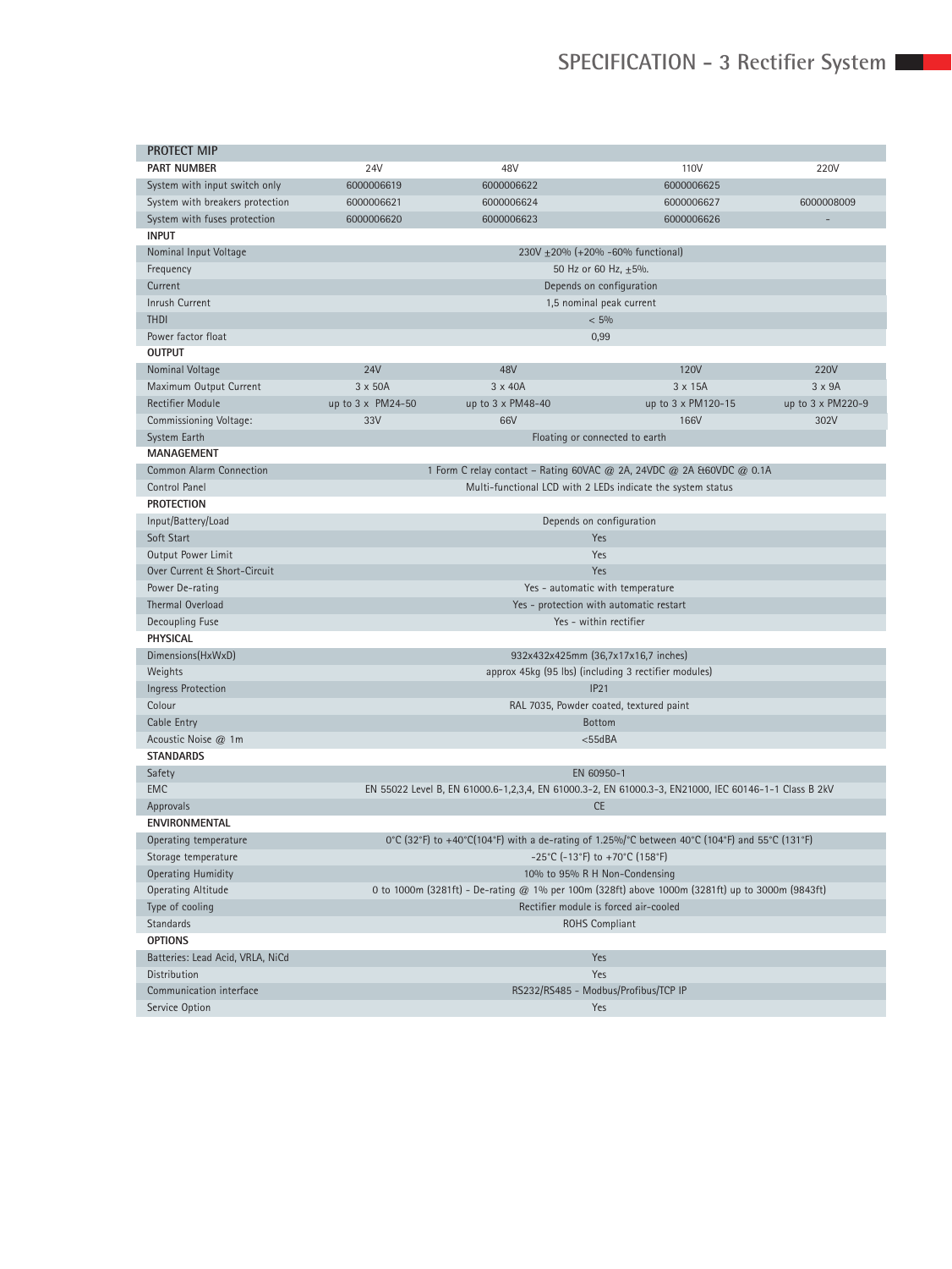# SPECIFICATION - 3 Rectifier System

| PROTECT MIP | | | | |
|---|---|---|---|---|
| **PART NUMBER** | 24V | 48V | 110V | 220V |
| System with input switch only | 6000006619 | 6000006622 | 6000006625 | |
| System with breakers protection | 6000006621 | 6000006624 | 6000006627 | 6000008009 |
| System with fuses protection | 6000006620 | 6000006623 | 6000006626 | - |
| **INPUT** | | | | |
| Nominal Input Voltage | 230V ±20% (+20% -60% functional) | | | |
| Frequency | 50 Hz or 60 Hz, ±5%. | | | |
| Current | Depends on configuration | | | |
| Inrush Current | 1,5 nominal peak current | | | |
| THDI | < 5% | | | |
| Power factor float | 0,99 | | | |
| **OUTPUT** | | | | |
| Nominal Voltage | 24V | 48V | 120V | 220V |
| Maximum Output Current | 3 x 50A | 3 x 40A | 3 x 15A | 3 x 9A |
| Rectifier Module | up to 3 x PM24-50 | up to 3 x PM48-40 | up to 3 x PM120-15 | up to 3 x PM220-9 |
| Commissioning Voltage: | 33V | 66V | 166V | 302V |
| System Earth | Floating or connected to earth | | | |
| **MANAGEMENT** | | | | |
| Common Alarm Connection | 1 Form C relay contact – Rating 60VAC @ 2A, 24VDC @ 2A & 60VDC @ 0.1A | | | |
| Control Panel | Multi-functional LCD with 2 LEDs indicate the system status | | | |
| **PROTECTION** | | | | |
| Input/Battery/Load | Depends on configuration | | | |
| Soft Start | Yes | | | |
| Output Power Limit | Yes | | | |
| Over Current & Short-Circuit | Yes | | | |
| Power De-rating | Yes - automatic with temperature | | | |
| Thermal Overload | Yes - protection with automatic restart | | | |
| Decoupling Fuse | Yes - within rectifier | | | |
| **PHYSICAL** | | | | |
| Dimensions(HxWxD) | 932x432x425mm (36,7x17x16,7 inches) | | | |
| Weights | approx 45kg (95 lbs) (including 3 rectifier modules) | | | |
| Ingress Protection | IP21 | | | |
| Colour | RAL 7035, Powder coated, textured paint | | | |
| Cable Entry | Bottom | | | |
| Acoustic Noise @ 1m | <55dBA | | | |
| **STANDARDS** | | | | |
| Safety | EN 60950-1 | | | |
| EMC | EN 55022 Level B, EN 61000.6-1,2,3,4, EN 61000.3-2, EN 61000.3-3, EN21000, IEC 60146-1-1 Class B 2kV | | | |
| Approvals | CE | | | |
| **ENVIRONMENTAL** | | | | |
| Operating temperature | 0°C (32°F) to +40°C(104°F) with a de-rating of 1.25%/°C between 40°C (104°F) and 55°C (131°F) | | | |
| Storage temperature | -25°C (-13°F) to +70°C (158°F) | | | |
| Operating Humidity | 10% to 95% R H Non-Condensing | | | |
| Operating Altitude | 0 to 1000m (3281ft) - De-rating @ 1% per 100m (328ft) above 1000m (3281ft) up to 3000m (9843ft) | | | |
| Type of cooling | Rectifier module is forced air-cooled | | | |
| Standards | ROHS Compliant | | | |
| **OPTIONS** | | | | |
| Batteries: Lead Acid, VRLA, NiCd | Yes | | | |
| Distribution | Yes | | | |
| Communication interface | RS232/RS485 - Modbus/Profibus/TCP IP | | | |
| Service Option | Yes | | | |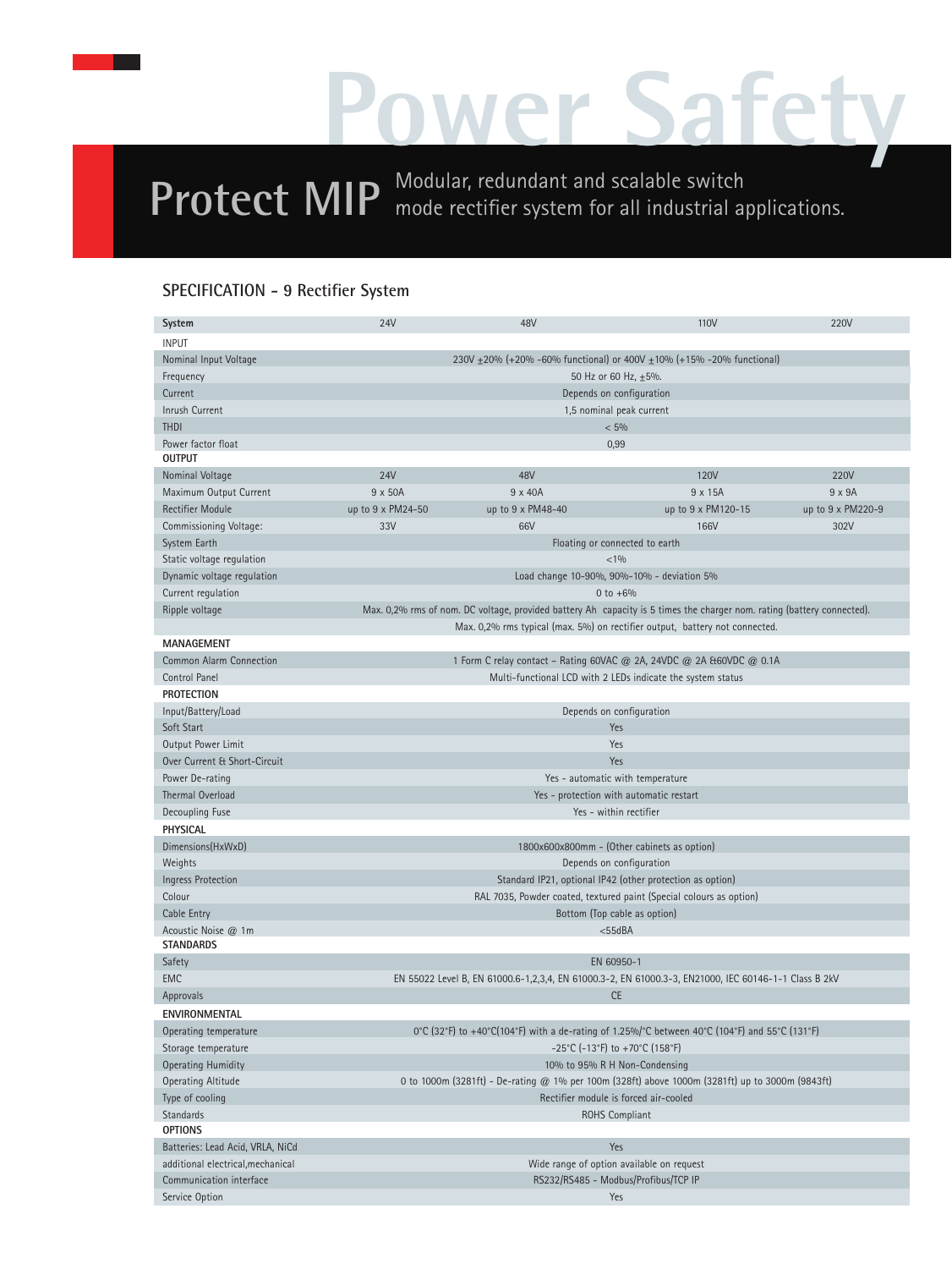# Power Safety

## Protect MIP

Modular, redundant and scalable switch mode rectifier system for all industrial applications.

### SPECIFICATION - 9 Rectifier System

| System | 24V | 48V | 110V | 220V |
|---|---|---|---|---|
| **INPUT** | | | | |
| Nominal Input Voltage | 230V ±20% (+20% -60% functional) or 400V ±10% (+15% -20% functional) | | | |
| Frequency | 50 Hz or 60 Hz, ±5%. | | | |
| Current | Depends on configuration | | | |
| Inrush Current | 1,5 nominal peak current | | | |
| THDI | < 5% | | | |
| Power factor float | 0,99 | | | |
| **OUTPUT** | | | | |
| Nominal Voltage | 24V | 48V | 120V | 220V |
| Maximum Output Current | 9 x 50A | 9 x 40A | 9 x 15A | 9 x 9A |
| Rectifier Module | up to 9 x PM24-50 | up to 9 x PM48-40 | up to 9 x PM120-15 | up to 9 x PM220-9 |
| Commissioning Voltage: | 33V | 66V | 166V | 302V |
| System Earth | Floating or connected to earth | | | |
| Static voltage regulation | <1% | | | |
| Dynamic voltage regulation | Load change 10-90%, 90%-10% - deviation 5% | | | |
| Current regulation | 0 to +6% | | | |
| Ripple voltage | Max. 0,2% rms of nom. DC voltage, provided battery Ah capacity is 5 times the charger nom. rating (battery connected). | | | |
| | Max. 0,2% rms typical (max. 5%) on rectifier output, battery not connected. | | | |
| **MANAGEMENT** | | | | |
| Common Alarm Connection | 1 Form C relay contact – Rating 60VAC @ 2A, 24VDC @ 2A &60VDC @ 0.1A | | | |
| Control Panel | Multi-functional LCD with 2 LEDs indicate the system status | | | |
| **PROTECTION** | | | | |
| Input/Battery/Load | Depends on configuration | | | |
| Soft Start | Yes | | | |
| Output Power Limit | Yes | | | |
| Over Current & Short-Circuit | Yes | | | |
| Power De-rating | Yes - automatic with temperature | | | |
| Thermal Overload | Yes - protection with automatic restart | | | |
| Decoupling Fuse | Yes - within rectifier | | | |
| **PHYSICAL** | | | | |
| Dimensions(HxWxD) | 1800x600x800mm - (Other cabinets as option) | | | |
| Weights | Depends on configuration | | | |
| Ingress Protection | Standard IP21, optional IP42 (other protection as option) | | | |
| Colour | RAL 7035, Powder coated, textured paint (Special colours as option) | | | |
| Cable Entry | Bottom (Top cable as option) | | | |
| Acoustic Noise @ 1m | <55dBA | | | |
| **STANDARDS** | | | | |
| Safety | EN 60950-1 | | | |
| EMC | EN 55022 Level B, EN 61000.6-1,2,3,4, EN 61000.3-2, EN 61000.3-3, EN21000, IEC 60146-1-1 Class B 2kV | | | |
| Approvals | CE | | | |
| **ENVIRONMENTAL** | | | | |
| Operating temperature | 0°C (32°F) to +40°C(104°F) with a de-rating of 1.25%/°C between 40°C (104°F) and 55°C (131°F) | | | |
| Storage temperature | -25°C (-13°F) to +70°C (158°F) | | | |
| Operating Humidity | 10% to 95% R H Non-Condensing | | | |
| Operating Altitude | 0 to 1000m (3281ft) - De-rating @ 1% per 100m (328ft) above 1000m (3281ft) up to 3000m (9843ft) | | | |
| Type of cooling | Rectifier module is forced air-cooled | | | |
| Standards | ROHS Compliant | | | |
| **OPTIONS** | | | | |
| Batteries: Lead Acid, VRLA, NiCd | Yes | | | |
| additional electrical,mechanical | Wide range of option available on request | | | |
| Communication interface | RS232/RS485 - Modbus/Profibus/TCP IP | | | |
| Service Option | Yes | | | |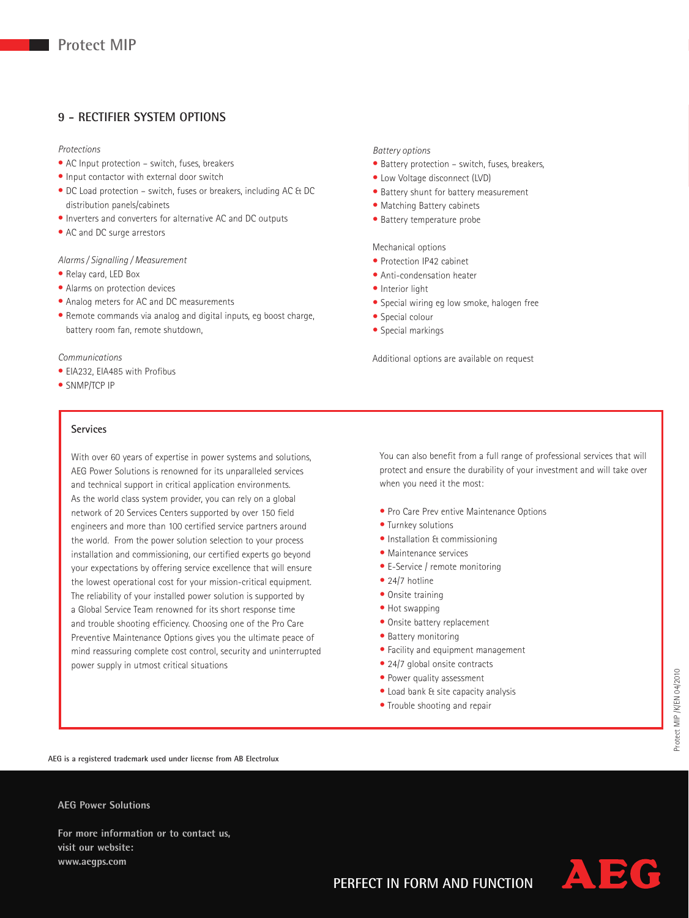## 9 - RECTIFIER SYSTEM OPTIONS

*Protections*

- AC Input protection – switch, fuses, breakers
- Input contactor with external door switch
- DC Load protection – switch, fuses or breakers, including AC & DC distribution panels/cabinets
- Inverters and converters for alternative AC and DC outputs
- AC and DC surge arrestors

*Alarms / Signalling / Measurement*

- Relay card, LED Box
- Alarms on protection devices
- Analog meters for AC and DC measurements
- Remote commands via analog and digital inputs, eg boost charge, battery room fan, remote shutdown,

*Communications*

- EIA232, EIA485 with Profibus
- SNMP/TCP IP

*Battery options*

- Battery protection – switch, fuses, breakers,
- Low Voltage disconnect (LVD)
- Battery shunt for battery measurement
- Matching Battery cabinets
- Battery temperature probe

Mechanical options

- Protection IP42 cabinet
- Anti-condensation heater
- Interior light
- Special wiring eg low smoke, halogen free
- Special colour
- Special markings

Additional options are available on request

### Services

With over 60 years of expertise in power systems and solutions, AEG Power Solutions is renowned for its unparalleled services and technical support in critical application environments. As the world class system provider, you can rely on a global network of 20 Services Centers supported by over 150 field engineers and more than 100 certified service partners around the world. From the power solution selection to your process installation and commissioning, our certified experts go beyond your expectations by offering service excellence that will ensure the lowest operational cost for your mission-critical equipment. The reliability of your installed power solution is supported by a Global Service Team renowned for its short response time and trouble shooting efficiency. Choosing one of the Pro Care Preventive Maintenance Options gives you the ultimate peace of mind reassuring complete cost control, security and uninterrupted power supply in utmost critical situations

You can also benefit from a full range of professional services that will protect and ensure the durability of your investment and will take over when you need it the most:

- Pro Care Prev entive Maintenance Options
- Turnkey solutions
- Installation & commissioning
- Maintenance services
- E-Service / remote monitoring
- 24/7 hotline
- Onsite training
- Hot swapping
- Onsite battery replacement
- Battery monitoring
- Facility and equipment management
- 24/7 global onsite contracts
- Power quality assessment
- Load bank & site capacity analysis
- Trouble shooting and repair

Protect MIP /K/EN 04/2010

**AEG is a registered trademark used under license from AB Electrolux**

**AEG Power Solutions**

**For more information or to contact us, visit our website: www.aegps.com**

PERFECT IN FORM AND FUNCTION

AEG